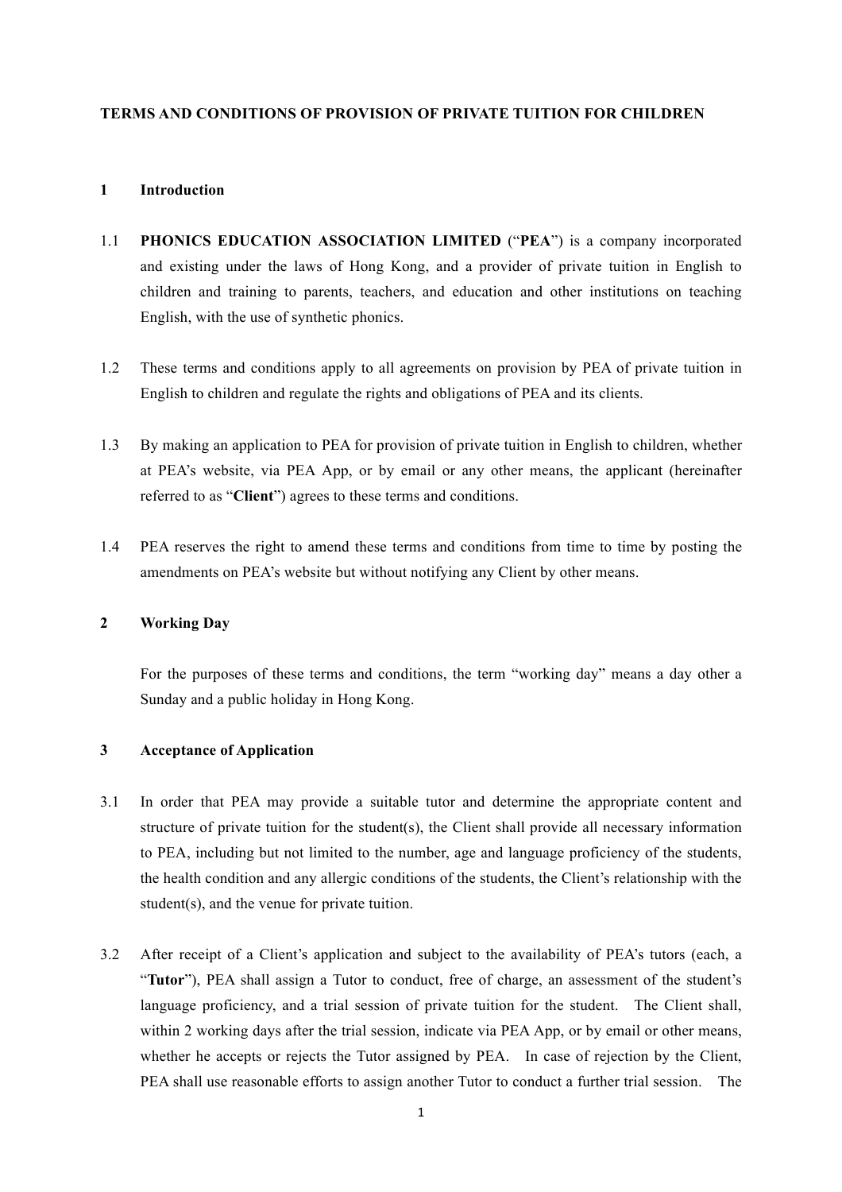**TERMS AND CONDITIONS OF PROVISION OF PRIVATE TUITION FOR CHILDREN**

**1 Introduction**

1.1 **PHONICS EDUCATION ASSOCIATION LIMITED** ("**PEA**") is a company incorporated and existing under the laws of Hong Kong, and a provider of private tuition in English to children and training to parents, teachers, and education and other institutions on teaching English, with the use of synthetic phonics.

1.2 These terms and conditions apply to all agreements on provision by PEA of private tuition in English to children and regulate the rights and obligations of PEA and its clients.

1.3 By making an application to PEA for provision of private tuition in English to children, whether at PEA's website, via PEA App, or by email or any other means, the applicant (hereinafter referred to as "**Client**") agrees to these terms and conditions.

1.4 PEA reserves the right to amend these terms and conditions from time to time by posting the amendments on PEA's website but without notifying any Client by other means.

**2 Working Day**

For the purposes of these terms and conditions, the term "working day" means a day other a Sunday and a public holiday in Hong Kong.

**3 Acceptance of Application**

3.1 In order that PEA may provide a suitable tutor and determine the appropriate content and structure of private tuition for the student(s), the Client shall provide all necessary information to PEA, including but not limited to the number, age and language proficiency of the students, the health condition and any allergic conditions of the students, the Client's relationship with the student(s), and the venue for private tuition.

3.2 After receipt of a Client's application and subject to the availability of PEA's tutors (each, a "**Tutor**"), PEA shall assign a Tutor to conduct, free of charge, an assessment of the student's language proficiency, and a trial session of private tuition for the student. The Client shall, within 2 working days after the trial session, indicate via PEA App, or by email or other means, whether he accepts or rejects the Tutor assigned by PEA. In case of rejection by the Client, PEA shall use reasonable efforts to assign another Tutor to conduct a further trial session. The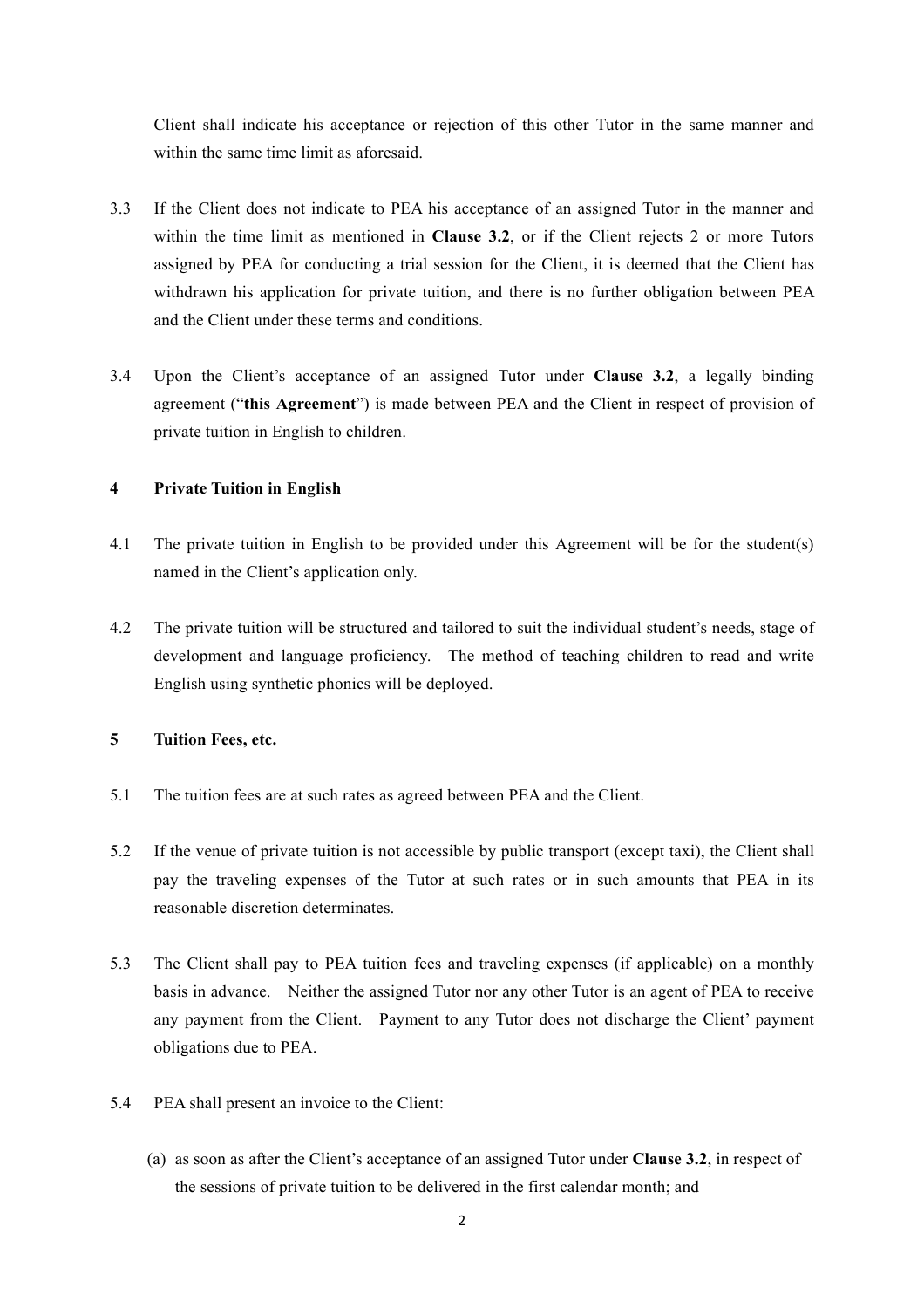Client shall indicate his acceptance or rejection of this other Tutor in the same manner and within the same time limit as aforesaid.

3.3 If the Client does not indicate to PEA his acceptance of an assigned Tutor in the manner and within the time limit as mentioned in **Clause 3.2**, or if the Client rejects 2 or more Tutors assigned by PEA for conducting a trial session for the Client, it is deemed that the Client has withdrawn his application for private tuition, and there is no further obligation between PEA and the Client under these terms and conditions.

3.4 Upon the Client's acceptance of an assigned Tutor under **Clause 3.2**, a legally binding agreement ("**this Agreement**") is made between PEA and the Client in respect of provision of private tuition in English to children.

## 4 Private Tuition in English

4.1 The private tuition in English to be provided under this Agreement will be for the student(s) named in the Client's application only.

4.2 The private tuition will be structured and tailored to suit the individual student's needs, stage of development and language proficiency. The method of teaching children to read and write English using synthetic phonics will be deployed.

## 5 Tuition Fees, etc.

5.1 The tuition fees are at such rates as agreed between PEA and the Client.

5.2 If the venue of private tuition is not accessible by public transport (except taxi), the Client shall pay the traveling expenses of the Tutor at such rates or in such amounts that PEA in its reasonable discretion determinates.

5.3 The Client shall pay to PEA tuition fees and traveling expenses (if applicable) on a monthly basis in advance. Neither the assigned Tutor nor any other Tutor is an agent of PEA to receive any payment from the Client. Payment to any Tutor does not discharge the Client' payment obligations due to PEA.

5.4 PEA shall present an invoice to the Client:

(a) as soon as after the Client's acceptance of an assigned Tutor under **Clause 3.2**, in respect of the sessions of private tuition to be delivered in the first calendar month; and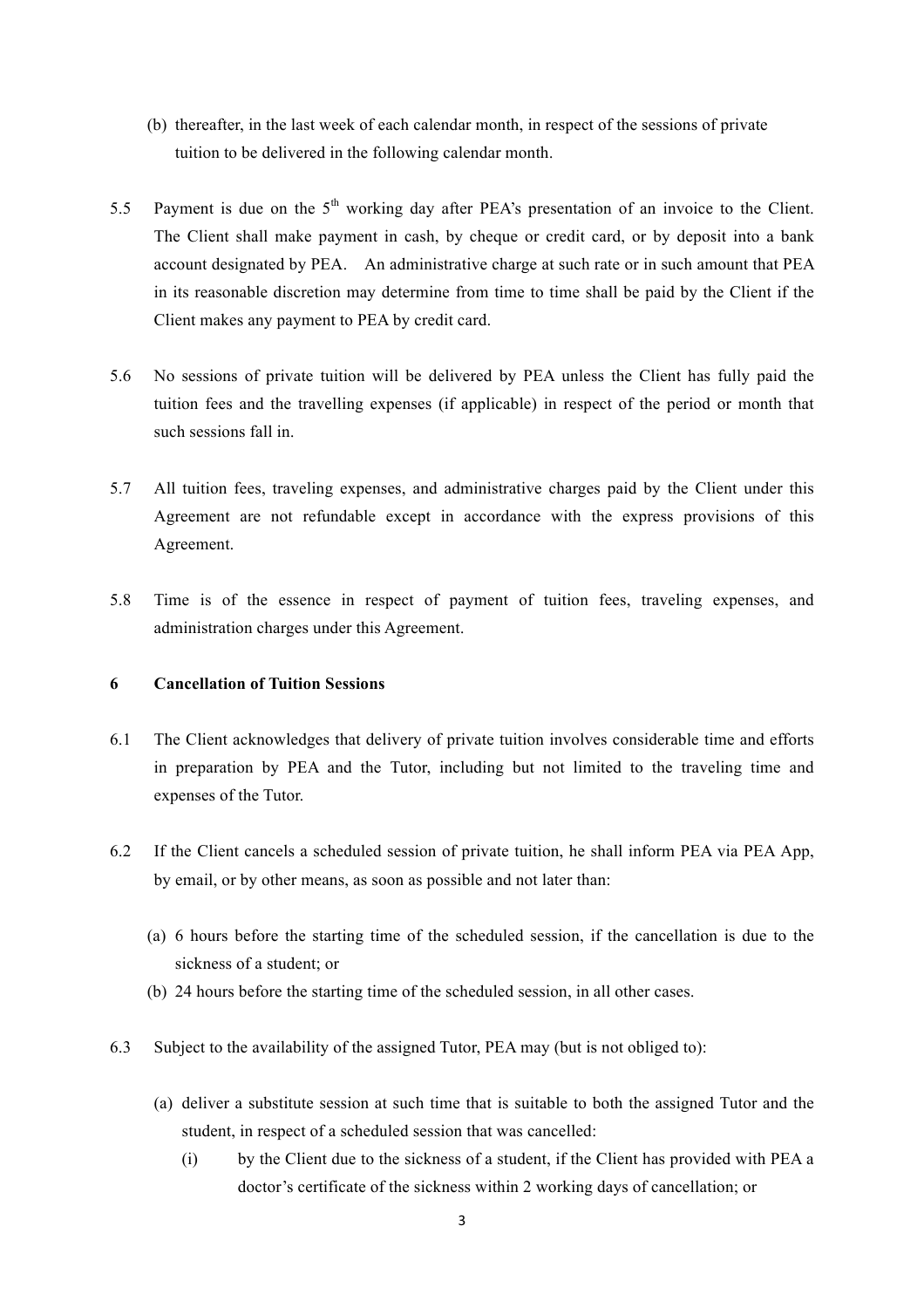(b) thereafter, in the last week of each calendar month, in respect of the sessions of private tuition to be delivered in the following calendar month.

5.5 Payment is due on the 5th working day after PEA's presentation of an invoice to the Client. The Client shall make payment in cash, by cheque or credit card, or by deposit into a bank account designated by PEA. An administrative charge at such rate or in such amount that PEA in its reasonable discretion may determine from time to time shall be paid by the Client if the Client makes any payment to PEA by credit card.

5.6 No sessions of private tuition will be delivered by PEA unless the Client has fully paid the tuition fees and the travelling expenses (if applicable) in respect of the period or month that such sessions fall in.

5.7 All tuition fees, traveling expenses, and administrative charges paid by the Client under this Agreement are not refundable except in accordance with the express provisions of this Agreement.

5.8 Time is of the essence in respect of payment of tuition fees, traveling expenses, and administration charges under this Agreement.

**6 Cancellation of Tuition Sessions**

6.1 The Client acknowledges that delivery of private tuition involves considerable time and efforts in preparation by PEA and the Tutor, including but not limited to the traveling time and expenses of the Tutor.

6.2 If the Client cancels a scheduled session of private tuition, he shall inform PEA via PEA App, by email, or by other means, as soon as possible and not later than:

(a) 6 hours before the starting time of the scheduled session, if the cancellation is due to the sickness of a student; or

(b) 24 hours before the starting time of the scheduled session, in all other cases.

6.3 Subject to the availability of the assigned Tutor, PEA may (but is not obliged to):

(a) deliver a substitute session at such time that is suitable to both the assigned Tutor and the student, in respect of a scheduled session that was cancelled:

(i) by the Client due to the sickness of a student, if the Client has provided with PEA a doctor's certificate of the sickness within 2 working days of cancellation; or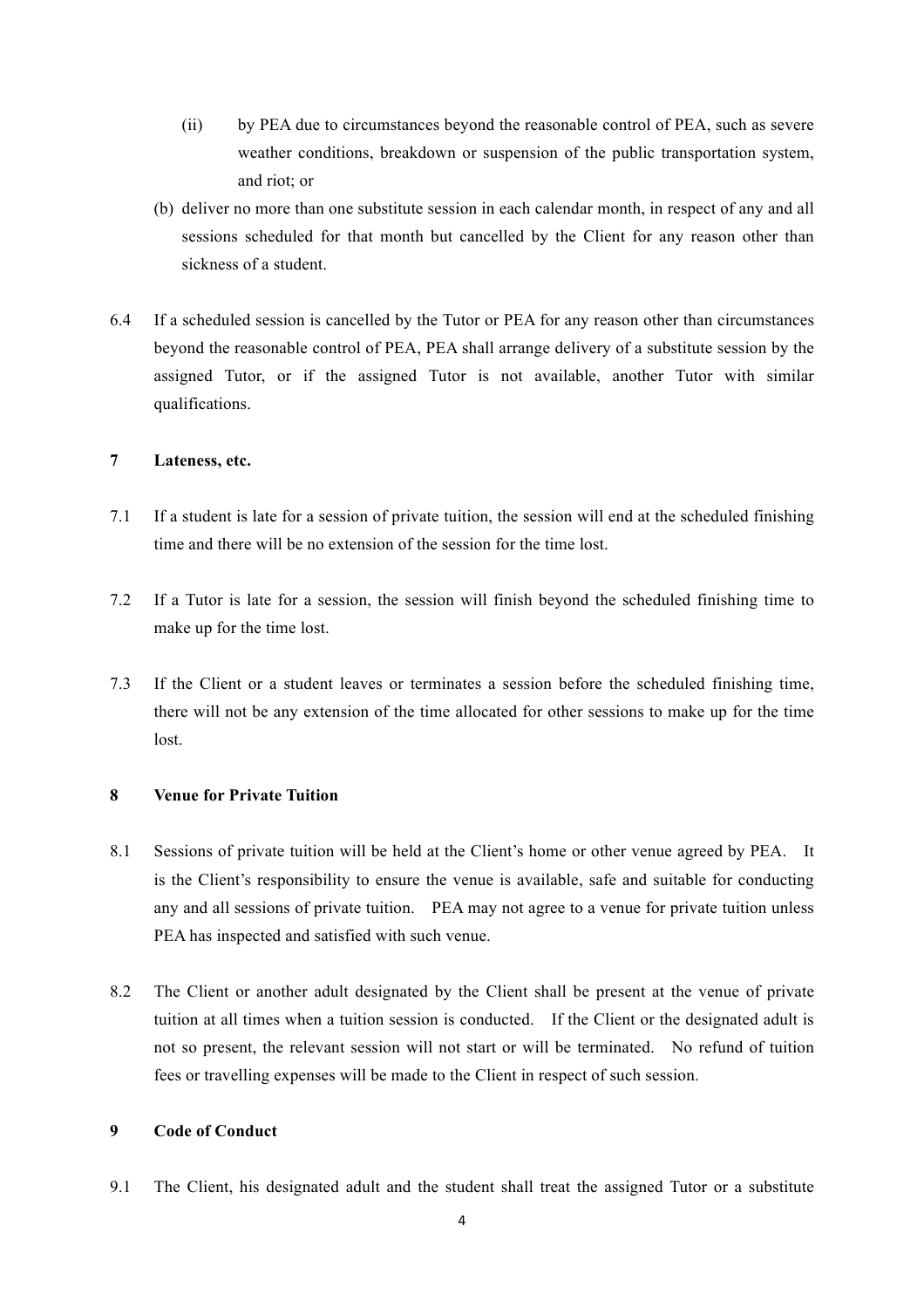(ii) by PEA due to circumstances beyond the reasonable control of PEA, such as severe weather conditions, breakdown or suspension of the public transportation system, and riot; or

(b) deliver no more than one substitute session in each calendar month, in respect of any and all sessions scheduled for that month but cancelled by the Client for any reason other than sickness of a student.

6.4 If a scheduled session is cancelled by the Tutor or PEA for any reason other than circumstances beyond the reasonable control of PEA, PEA shall arrange delivery of a substitute session by the assigned Tutor, or if the assigned Tutor is not available, another Tutor with similar qualifications.

## 7 Lateness, etc.

7.1 If a student is late for a session of private tuition, the session will end at the scheduled finishing time and there will be no extension of the session for the time lost.

7.2 If a Tutor is late for a session, the session will finish beyond the scheduled finishing time to make up for the time lost.

7.3 If the Client or a student leaves or terminates a session before the scheduled finishing time, there will not be any extension of the time allocated for other sessions to make up for the time lost.

## 8 Venue for Private Tuition

8.1 Sessions of private tuition will be held at the Client's home or other venue agreed by PEA. It is the Client's responsibility to ensure the venue is available, safe and suitable for conducting any and all sessions of private tuition. PEA may not agree to a venue for private tuition unless PEA has inspected and satisfied with such venue.

8.2 The Client or another adult designated by the Client shall be present at the venue of private tuition at all times when a tuition session is conducted. If the Client or the designated adult is not so present, the relevant session will not start or will be terminated. No refund of tuition fees or travelling expenses will be made to the Client in respect of such session.

## 9 Code of Conduct

9.1 The Client, his designated adult and the student shall treat the assigned Tutor or a substitute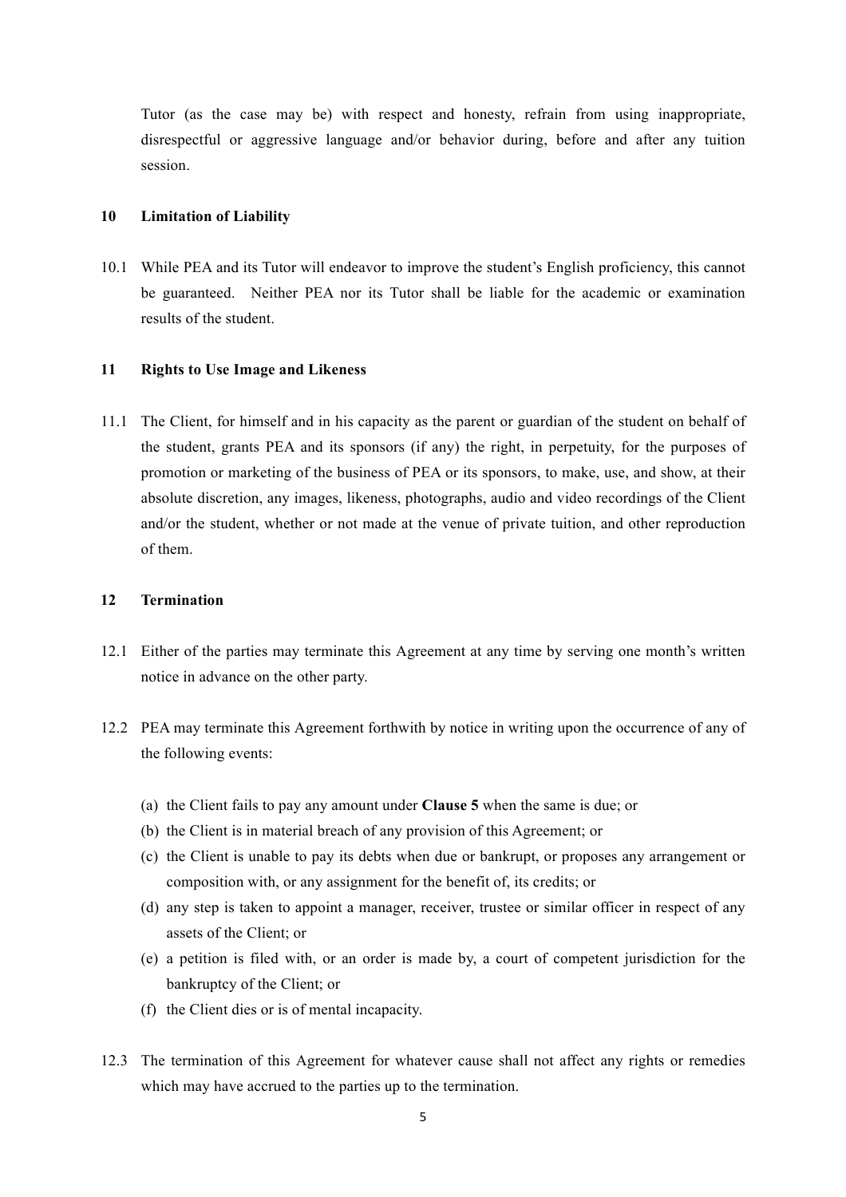Tutor (as the case may be) with respect and honesty, refrain from using inappropriate, disrespectful or aggressive language and/or behavior during, before and after any tuition session.

## 10 Limitation of Liability

10.1 While PEA and its Tutor will endeavor to improve the student's English proficiency, this cannot be guaranteed. Neither PEA nor its Tutor shall be liable for the academic or examination results of the student.

## 11 Rights to Use Image and Likeness

11.1 The Client, for himself and in his capacity as the parent or guardian of the student on behalf of the student, grants PEA and its sponsors (if any) the right, in perpetuity, for the purposes of promotion or marketing of the business of PEA or its sponsors, to make, use, and show, at their absolute discretion, any images, likeness, photographs, audio and video recordings of the Client and/or the student, whether or not made at the venue of private tuition, and other reproduction of them.

## 12 Termination

12.1 Either of the parties may terminate this Agreement at any time by serving one month's written notice in advance on the other party.

12.2 PEA may terminate this Agreement forthwith by notice in writing upon the occurrence of any of the following events:

(a) the Client fails to pay any amount under **Clause 5** when the same is due; or
(b) the Client is in material breach of any provision of this Agreement; or
(c) the Client is unable to pay its debts when due or bankrupt, or proposes any arrangement or composition with, or any assignment for the benefit of, its credits; or
(d) any step is taken to appoint a manager, receiver, trustee or similar officer in respect of any assets of the Client; or
(e) a petition is filed with, or an order is made by, a court of competent jurisdiction for the bankruptcy of the Client; or
(f) the Client dies or is of mental incapacity.

12.3 The termination of this Agreement for whatever cause shall not affect any rights or remedies which may have accrued to the parties up to the termination.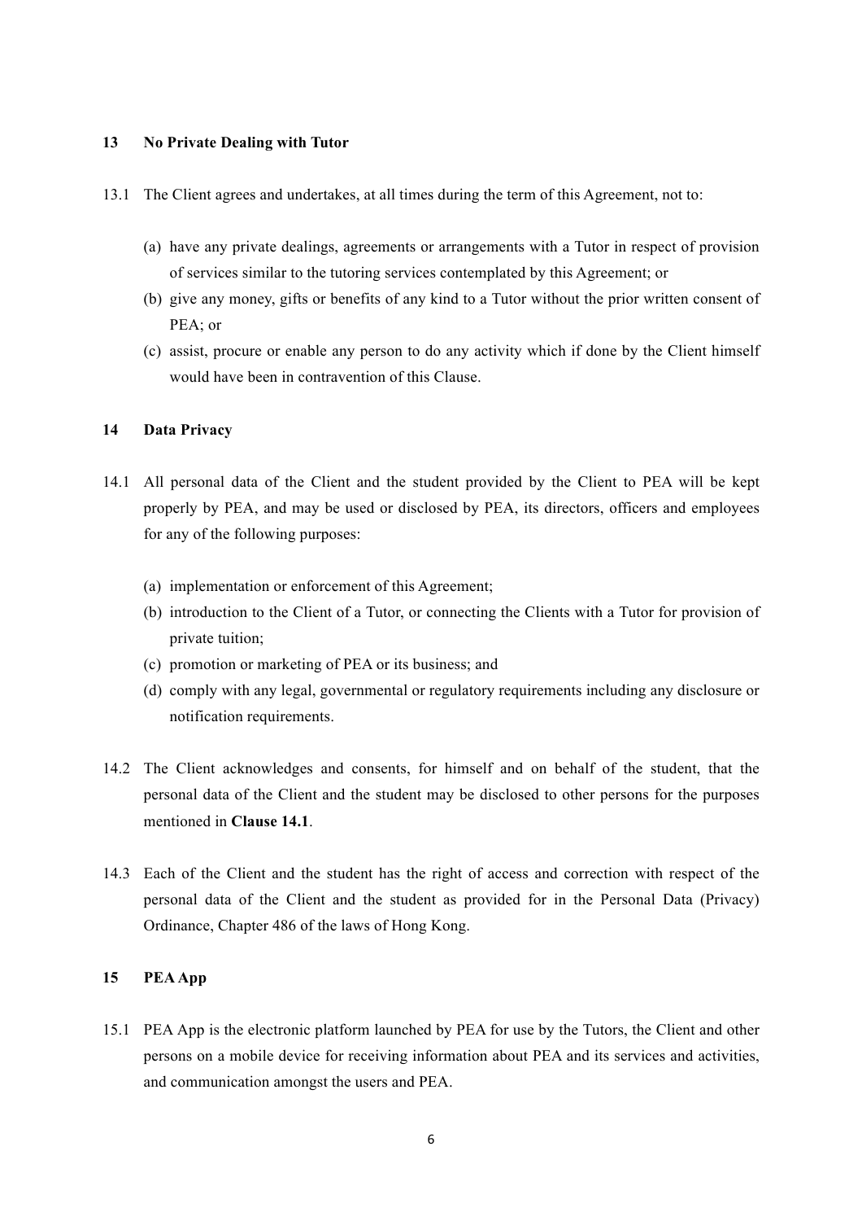## 13 No Private Dealing with Tutor

13.1 The Client agrees and undertakes, at all times during the term of this Agreement, not to:

(a) have any private dealings, agreements or arrangements with a Tutor in respect of provision of services similar to the tutoring services contemplated by this Agreement; or
(b) give any money, gifts or benefits of any kind to a Tutor without the prior written consent of PEA; or
(c) assist, procure or enable any person to do any activity which if done by the Client himself would have been in contravention of this Clause.

## 14 Data Privacy

14.1 All personal data of the Client and the student provided by the Client to PEA will be kept properly by PEA, and may be used or disclosed by PEA, its directors, officers and employees for any of the following purposes:

(a) implementation or enforcement of this Agreement;
(b) introduction to the Client of a Tutor, or connecting the Clients with a Tutor for provision of private tuition;
(c) promotion or marketing of PEA or its business; and
(d) comply with any legal, governmental or regulatory requirements including any disclosure or notification requirements.

14.2 The Client acknowledges and consents, for himself and on behalf of the student, that the personal data of the Client and the student may be disclosed to other persons for the purposes mentioned in **Clause 14.1**.

14.3 Each of the Client and the student has the right of access and correction with respect of the personal data of the Client and the student as provided for in the Personal Data (Privacy) Ordinance, Chapter 486 of the laws of Hong Kong.

## 15 PEA App

15.1 PEA App is the electronic platform launched by PEA for use by the Tutors, the Client and other persons on a mobile device for receiving information about PEA and its services and activities, and communication amongst the users and PEA.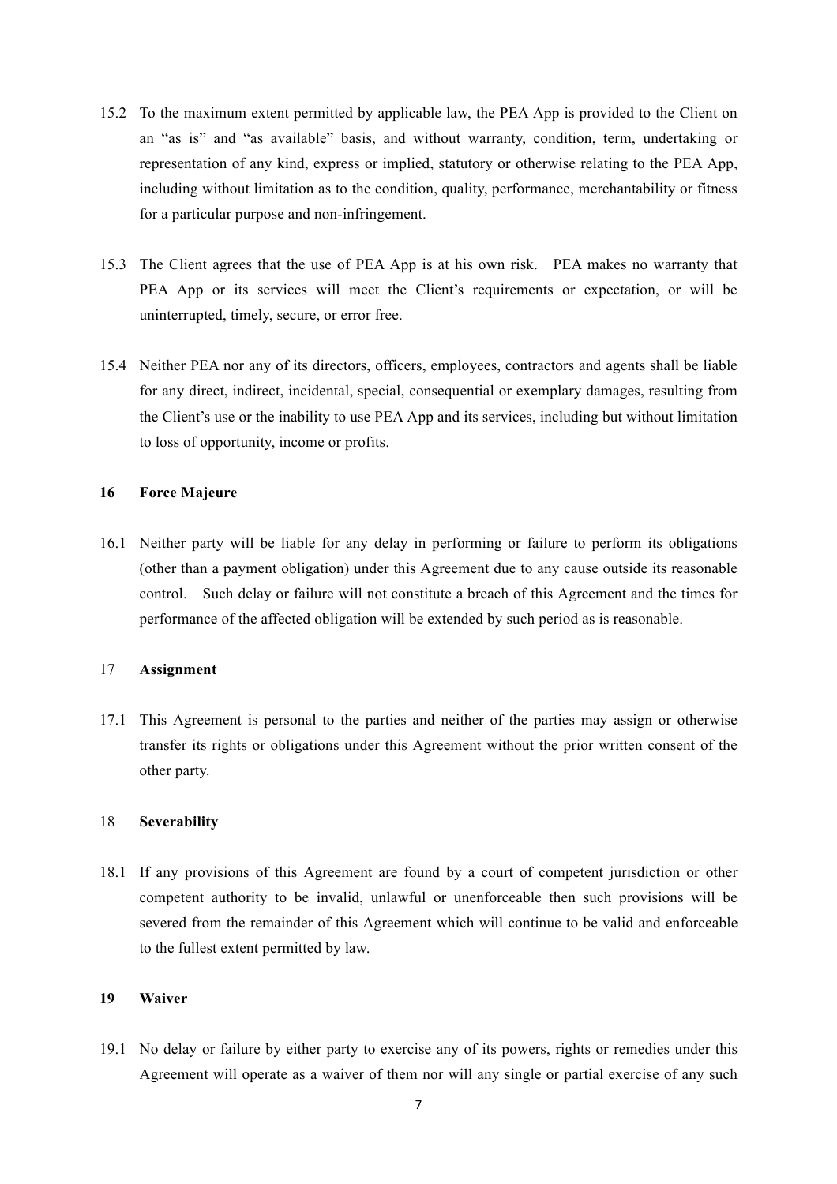15.2 To the maximum extent permitted by applicable law, the PEA App is provided to the Client on an "as is" and "as available" basis, and without warranty, condition, term, undertaking or representation of any kind, express or implied, statutory or otherwise relating to the PEA App, including without limitation as to the condition, quality, performance, merchantability or fitness for a particular purpose and non-infringement.

15.3 The Client agrees that the use of PEA App is at his own risk. PEA makes no warranty that PEA App or its services will meet the Client's requirements or expectation, or will be uninterrupted, timely, secure, or error free.

15.4 Neither PEA nor any of its directors, officers, employees, contractors and agents shall be liable for any direct, indirect, incidental, special, consequential or exemplary damages, resulting from the Client's use or the inability to use PEA App and its services, including but without limitation to loss of opportunity, income or profits.

**16 Force Majeure**

16.1 Neither party will be liable for any delay in performing or failure to perform its obligations (other than a payment obligation) under this Agreement due to any cause outside its reasonable control. Such delay or failure will not constitute a breach of this Agreement and the times for performance of the affected obligation will be extended by such period as is reasonable.

17 **Assignment**

17.1 This Agreement is personal to the parties and neither of the parties may assign or otherwise transfer its rights or obligations under this Agreement without the prior written consent of the other party.

18 **Severability**

18.1 If any provisions of this Agreement are found by a court of competent jurisdiction or other competent authority to be invalid, unlawful or unenforceable then such provisions will be severed from the remainder of this Agreement which will continue to be valid and enforceable to the fullest extent permitted by law.

**19 Waiver**

19.1 No delay or failure by either party to exercise any of its powers, rights or remedies under this Agreement will operate as a waiver of them nor will any single or partial exercise of any such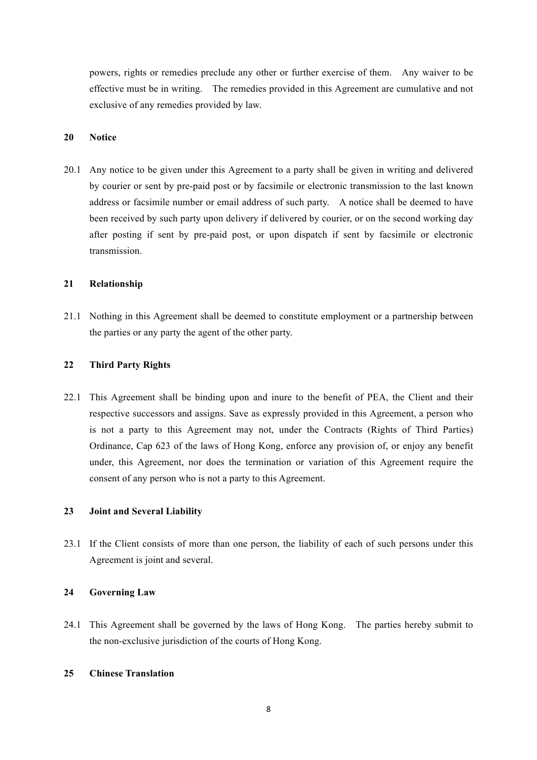powers, rights or remedies preclude any other or further exercise of them. Any waiver to be effective must be in writing. The remedies provided in this Agreement are cumulative and not exclusive of any remedies provided by law.

## 20 Notice

20.1 Any notice to be given under this Agreement to a party shall be given in writing and delivered by courier or sent by pre-paid post or by facsimile or electronic transmission to the last known address or facsimile number or email address of such party. A notice shall be deemed to have been received by such party upon delivery if delivered by courier, or on the second working day after posting if sent by pre-paid post, or upon dispatch if sent by facsimile or electronic transmission.

## 21 Relationship

21.1 Nothing in this Agreement shall be deemed to constitute employment or a partnership between the parties or any party the agent of the other party.

## 22 Third Party Rights

22.1 This Agreement shall be binding upon and inure to the benefit of PEA, the Client and their respective successors and assigns. Save as expressly provided in this Agreement, a person who is not a party to this Agreement may not, under the Contracts (Rights of Third Parties) Ordinance, Cap 623 of the laws of Hong Kong, enforce any provision of, or enjoy any benefit under, this Agreement, nor does the termination or variation of this Agreement require the consent of any person who is not a party to this Agreement.

## 23 Joint and Several Liability

23.1 If the Client consists of more than one person, the liability of each of such persons under this Agreement is joint and several.

## 24 Governing Law

24.1 This Agreement shall be governed by the laws of Hong Kong. The parties hereby submit to the non-exclusive jurisdiction of the courts of Hong Kong.

## 25 Chinese Translation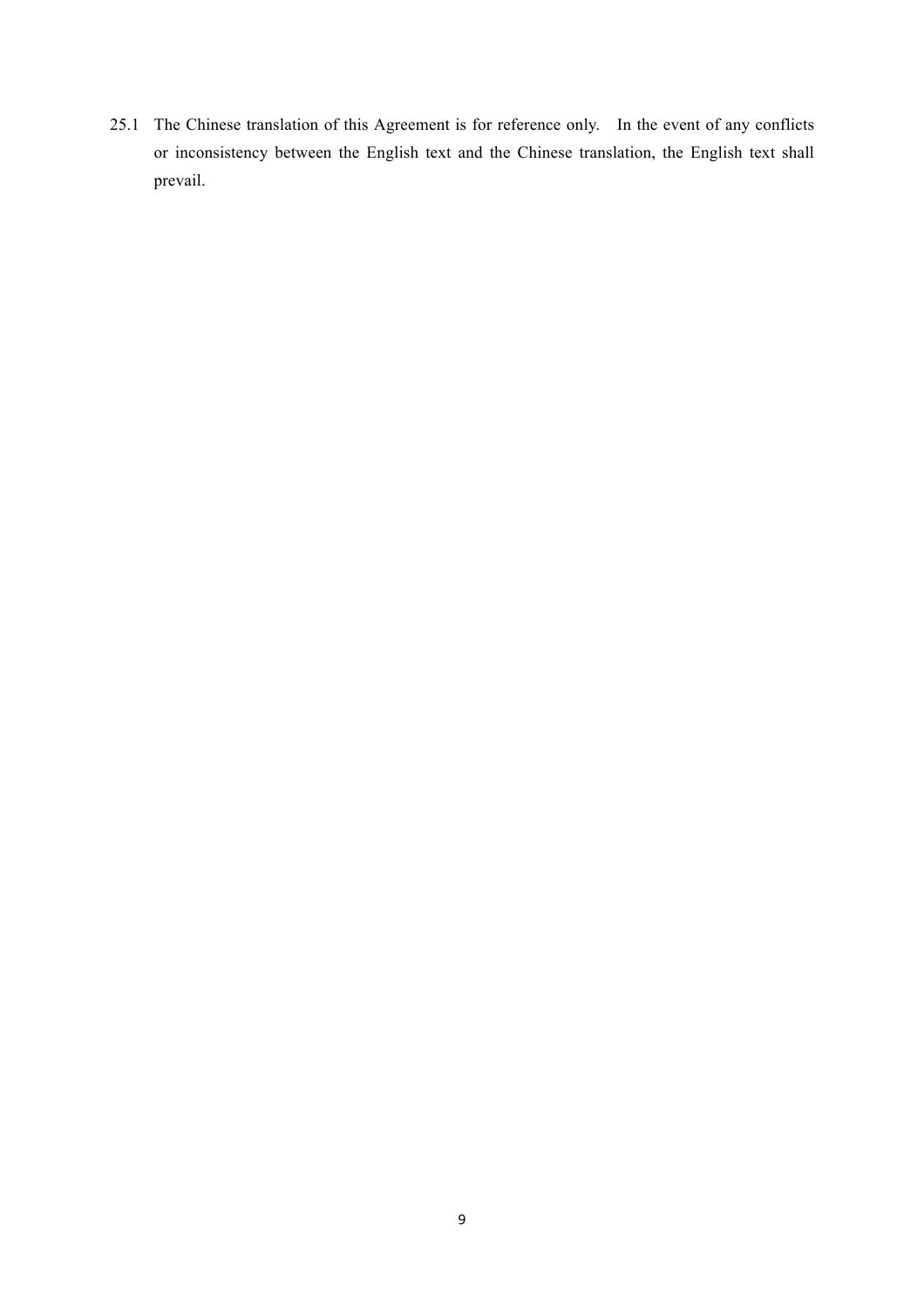25.1 The Chinese translation of this Agreement is for reference only. In the event of any conflicts or inconsistency between the English text and the Chinese translation, the English text shall prevail.